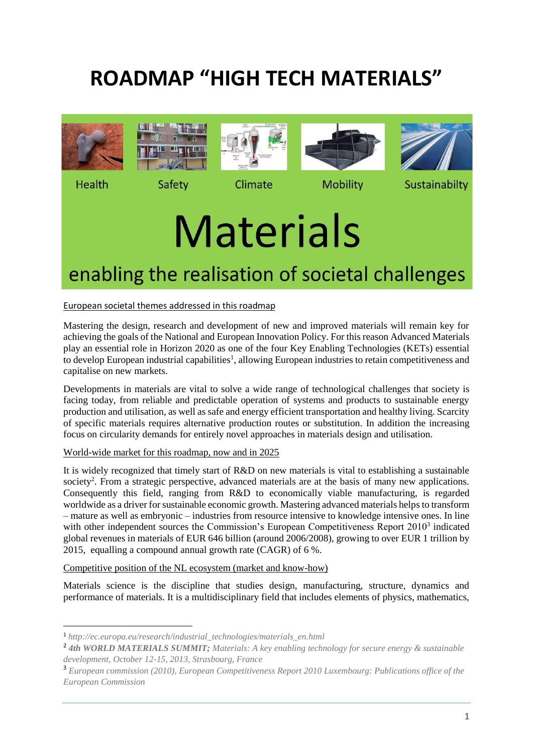# ROADMAP "HIGH TECH MATERIALS"

Health Safety Climate Mobility Sustainabilty

# Materials

## enabling the realisation of societal challenges

European societal themes addressed in this roadmap

Mastering the design, research and development of new and improved materials will remain key for achieving the goals of the National and European Innovation Policy. For this reason Advanced Materials play an essential role in Horizon 2020 as one of the four Key Enabling Technologies (KETs) essential to develop European industrial capabilities[1], allowing European industries to retain competitiveness and capitalise on new markets.

Developments in materials are vital to solve a wide range of technological challenges that society is facing today, from reliable and predictable operation of systems and products to sustainable energy production and utilisation, as well as safe and energy efficient transportation and healthy living. Scarcity of specific materials requires alternative production routes or substitution. In addition the increasing focus on circularity demands for entirely novel approaches in materials design and utilisation.

World-wide market for this roadmap, now and in 2025

It is widely recognized that timely start of R&D on new materials is vital to establishing a sustainable society[2]. From a strategic perspective, advanced materials are at the basis of many new applications. Consequently this field, ranging from R&D to economically viable manufacturing, is regarded worldwide as a driver for sustainable economic growth. Mastering advanced materials helps to transform – mature as well as embryonic – industries from resource intensive to knowledge intensive ones. In line with other independent sources the Commission's European Competitiveness Report 2010[3] indicated global revenues in materials of EUR 646 billion (around 2006/2008), growing to over EUR 1 trillion by 2015, equalling a compound annual growth rate (CAGR) of 6 %.

Competitive position of the NL ecosystem (market and know-how)

Materials science is the discipline that studies design, manufacturing, structure, dynamics and performance of materials. It is a multidisciplinary field that includes elements of physics, mathematics,

---

[1] *http://ec.europa.eu/research/industrial_technologies/materials_en.html*

[2] ***4th WORLD MATERIALS SUMMIT;*** *Materials: A key enabling technology for secure energy & sustainable development, October 12-15, 2013, Strasbourg, France*

[3] *European commission (2010), European Competitiveness Report 2010 Luxembourg: Publications office of the European Commission*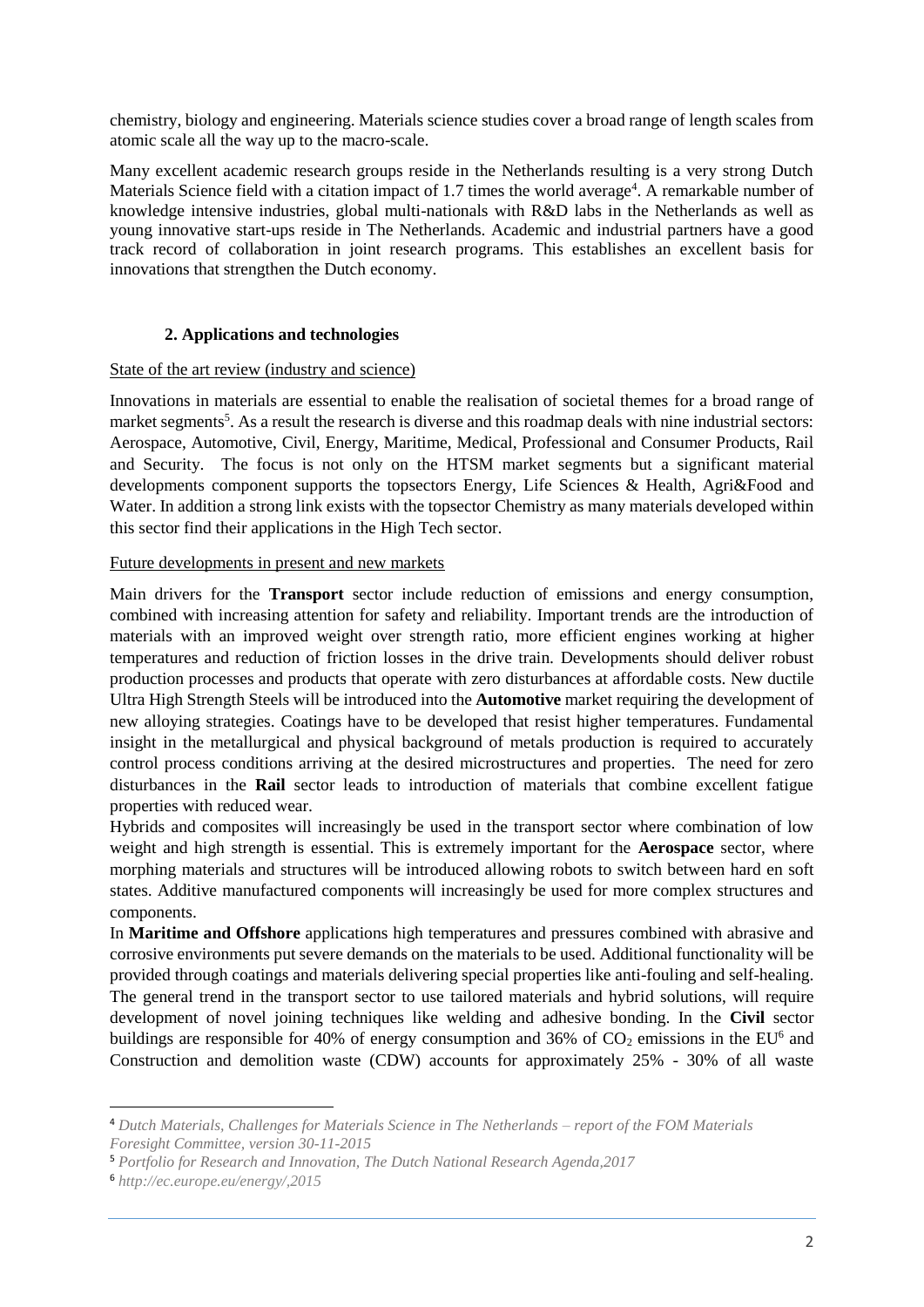chemistry, biology and engineering. Materials science studies cover a broad range of length scales from atomic scale all the way up to the macro-scale.

Many excellent academic research groups reside in the Netherlands resulting is a very strong Dutch Materials Science field with a citation impact of 1.7 times the world average[4]. A remarkable number of knowledge intensive industries, global multi-nationals with R&D labs in the Netherlands as well as young innovative start-ups reside in The Netherlands. Academic and industrial partners have a good track record of collaboration in joint research programs. This establishes an excellent basis for innovations that strengthen the Dutch economy.

## 2. Applications and technologies

State of the art review (industry and science)

Innovations in materials are essential to enable the realisation of societal themes for a broad range of market segments[5]. As a result the research is diverse and this roadmap deals with nine industrial sectors: Aerospace, Automotive, Civil, Energy, Maritime, Medical, Professional and Consumer Products, Rail and Security. The focus is not only on the HTSM market segments but a significant material developments component supports the topsectors Energy, Life Sciences & Health, Agri&Food and Water. In addition a strong link exists with the topsector Chemistry as many materials developed within this sector find their applications in the High Tech sector.

Future developments in present and new markets

Main drivers for the **Transport** sector include reduction of emissions and energy consumption, combined with increasing attention for safety and reliability. Important trends are the introduction of materials with an improved weight over strength ratio, more efficient engines working at higher temperatures and reduction of friction losses in the drive train. Developments should deliver robust production processes and products that operate with zero disturbances at affordable costs. New ductile Ultra High Strength Steels will be introduced into the **Automotive** market requiring the development of new alloying strategies. Coatings have to be developed that resist higher temperatures. Fundamental insight in the metallurgical and physical background of metals production is required to accurately control process conditions arriving at the desired microstructures and properties. The need for zero disturbances in the **Rail** sector leads to introduction of materials that combine excellent fatigue properties with reduced wear.

Hybrids and composites will increasingly be used in the transport sector where combination of low weight and high strength is essential. This is extremely important for the **Aerospace** sector, where morphing materials and structures will be introduced allowing robots to switch between hard en soft states. Additive manufactured components will increasingly be used for more complex structures and components.

In **Maritime and Offshore** applications high temperatures and pressures combined with abrasive and corrosive environments put severe demands on the materials to be used. Additional functionality will be provided through coatings and materials delivering special properties like anti-fouling and self-healing. The general trend in the transport sector to use tailored materials and hybrid solutions, will require development of novel joining techniques like welding and adhesive bonding. In the **Civil** sector buildings are responsible for 40% of energy consumption and 36% of $CO_2$ emissions in the EU[6] and Construction and demolition waste (CDW) accounts for approximately 25% - 30% of all waste

---

[4] *Dutch Materials, Challenges for Materials Science in The Netherlands – report of the FOM Materials Foresight Committee, version 30-11-2015*

[5] *Portfolio for Research and Innovation, The Dutch National Research Agenda,2017*

[6] *http://ec.europe.eu/energy/,2015*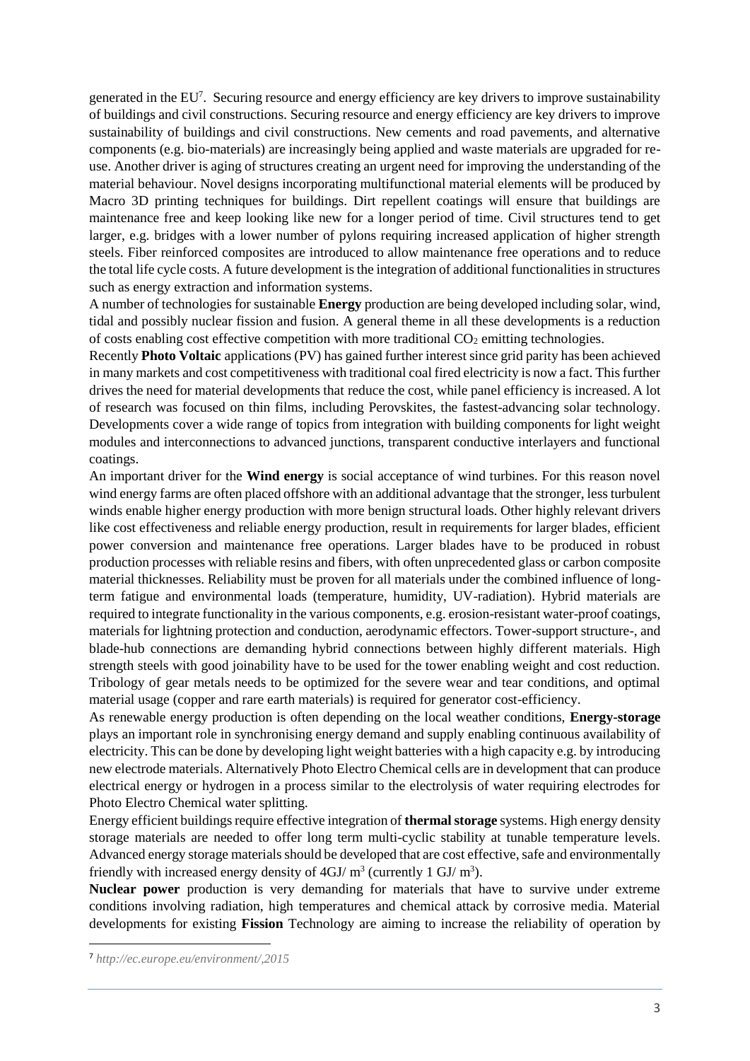generated in the EU[7]. Securing resource and energy efficiency are key drivers to improve sustainability of buildings and civil constructions. Securing resource and energy efficiency are key drivers to improve sustainability of buildings and civil constructions. New cements and road pavements, and alternative components (e.g. bio-materials) are increasingly being applied and waste materials are upgraded for re-use. Another driver is aging of structures creating an urgent need for improving the understanding of the material behaviour. Novel designs incorporating multifunctional material elements will be produced by Macro 3D printing techniques for buildings. Dirt repellent coatings will ensure that buildings are maintenance free and keep looking like new for a longer period of time. Civil structures tend to get larger, e.g. bridges with a lower number of pylons requiring increased application of higher strength steels. Fiber reinforced composites are introduced to allow maintenance free operations and to reduce the total life cycle costs. A future development is the integration of additional functionalities in structures such as energy extraction and information systems.

A number of technologies for sustainable **Energy** production are being developed including solar, wind, tidal and possibly nuclear fission and fusion. A general theme in all these developments is a reduction of costs enabling cost effective competition with more traditional $CO_2$ emitting technologies.

Recently **Photo Voltaic** applications (PV) has gained further interest since grid parity has been achieved in many markets and cost competitiveness with traditional coal fired electricity is now a fact. This further drives the need for material developments that reduce the cost, while panel efficiency is increased. A lot of research was focused on thin films, including Perovskites, the fastest-advancing solar technology. Developments cover a wide range of topics from integration with building components for light weight modules and interconnections to advanced junctions, transparent conductive interlayers and functional coatings.

An important driver for the **Wind energy** is social acceptance of wind turbines. For this reason novel wind energy farms are often placed offshore with an additional advantage that the stronger, less turbulent winds enable higher energy production with more benign structural loads. Other highly relevant drivers like cost effectiveness and reliable energy production, result in requirements for larger blades, efficient power conversion and maintenance free operations. Larger blades have to be produced in robust production processes with reliable resins and fibers, with often unprecedented glass or carbon composite material thicknesses. Reliability must be proven for all materials under the combined influence of long-term fatigue and environmental loads (temperature, humidity, UV-radiation). Hybrid materials are required to integrate functionality in the various components, e.g. erosion-resistant water-proof coatings, materials for lightning protection and conduction, aerodynamic effectors. Tower-support structure-, and blade-hub connections are demanding hybrid connections between highly different materials. High strength steels with good joinability have to be used for the tower enabling weight and cost reduction. Tribology of gear metals needs to be optimized for the severe wear and tear conditions, and optimal material usage (copper and rare earth materials) is required for generator cost-efficiency.

As renewable energy production is often depending on the local weather conditions, **Energy-storage** plays an important role in synchronising energy demand and supply enabling continuous availability of electricity. This can be done by developing light weight batteries with a high capacity e.g. by introducing new electrode materials. Alternatively Photo Electro Chemical cells are in development that can produce electrical energy or hydrogen in a process similar to the electrolysis of water requiring electrodes for Photo Electro Chemical water splitting.

Energy efficient buildings require effective integration of **thermal storage** systems. High energy density storage materials are needed to offer long term multi-cyclic stability at tunable temperature levels. Advanced energy storage materials should be developed that are cost effective, safe and environmentally friendly with increased energy density of $4GJ/m^3$ (currently $1 GJ/m^3$).

**Nuclear power** production is very demanding for materials that have to survive under extreme conditions involving radiation, high temperatures and chemical attack by corrosive media. Material developments for existing **Fission** Technology are aiming to increase the reliability of operation by

[7] *http://ec.europe.eu/environment/,2015*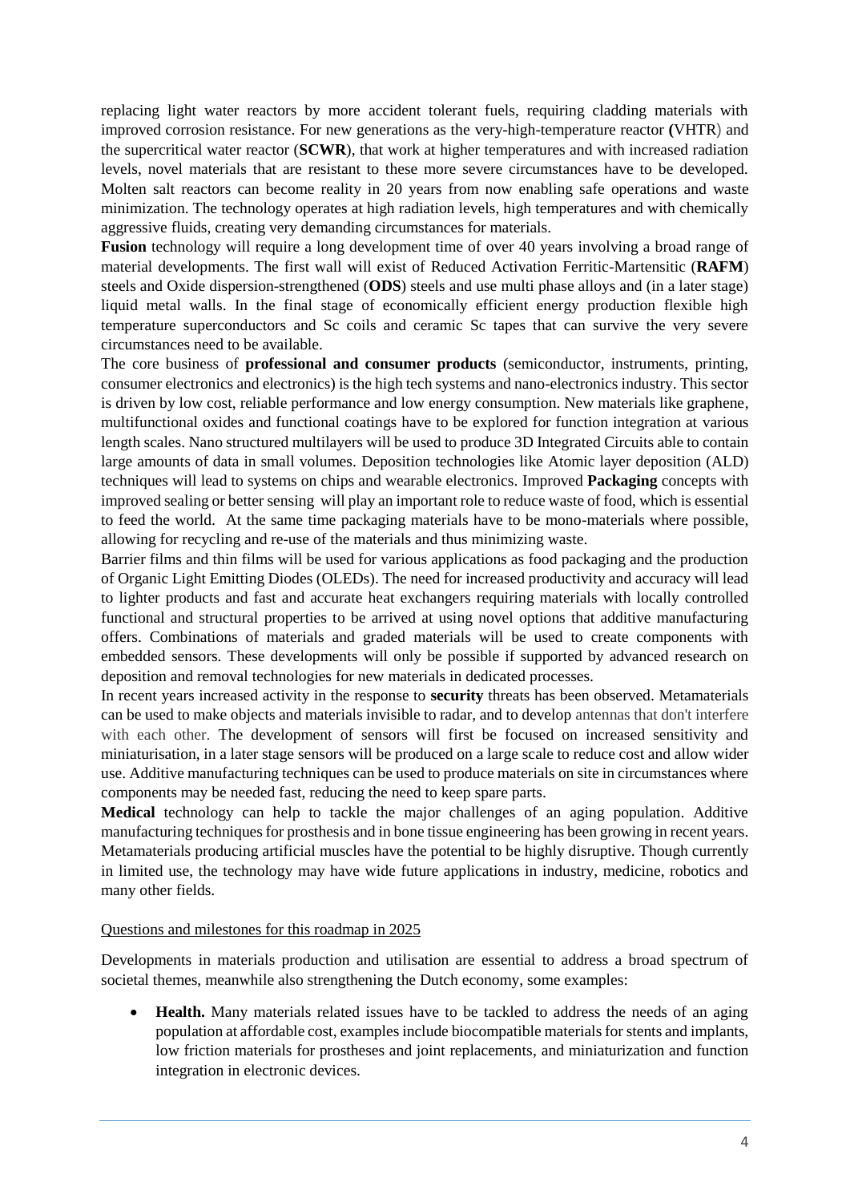replacing light water reactors by more accident tolerant fuels, requiring cladding materials with improved corrosion resistance. For new generations as the very-high-temperature reactor **(**VHTR) and the supercritical water reactor (**SCWR**), that work at higher temperatures and with increased radiation levels, novel materials that are resistant to these more severe circumstances have to be developed. Molten salt reactors can become reality in 20 years from now enabling safe operations and waste minimization. The technology operates at high radiation levels, high temperatures and with chemically aggressive fluids, creating very demanding circumstances for materials.

**Fusion** technology will require a long development time of over 40 years involving a broad range of material developments. The first wall will exist of Reduced Activation Ferritic-Martensitic (**RAFM**) steels and Oxide dispersion-strengthened (**ODS**) steels and use multi phase alloys and (in a later stage) liquid metal walls. In the final stage of economically efficient energy production flexible high temperature superconductors and Sc coils and ceramic Sc tapes that can survive the very severe circumstances need to be available.

The core business of **professional and consumer products** (semiconductor, instruments, printing, consumer electronics and electronics) is the high tech systems and nano-electronics industry. This sector is driven by low cost, reliable performance and low energy consumption. New materials like graphene, multifunctional oxides and functional coatings have to be explored for function integration at various length scales. Nano structured multilayers will be used to produce 3D Integrated Circuits able to contain large amounts of data in small volumes. Deposition technologies like Atomic layer deposition (ALD) techniques will lead to systems on chips and wearable electronics. Improved **Packaging** concepts with improved sealing or better sensing will play an important role to reduce waste of food, which is essential to feed the world. At the same time packaging materials have to be mono-materials where possible, allowing for recycling and re-use of the materials and thus minimizing waste.

Barrier films and thin films will be used for various applications as food packaging and the production of Organic Light Emitting Diodes (OLEDs). The need for increased productivity and accuracy will lead to lighter products and fast and accurate heat exchangers requiring materials with locally controlled functional and structural properties to be arrived at using novel options that additive manufacturing offers. Combinations of materials and graded materials will be used to create components with embedded sensors. These developments will only be possible if supported by advanced research on deposition and removal technologies for new materials in dedicated processes.

In recent years increased activity in the response to **security** threats has been observed. Metamaterials can be used to make objects and materials invisible to radar, and to develop antennas that don't interfere with each other. The development of sensors will first be focused on increased sensitivity and miniaturisation, in a later stage sensors will be produced on a large scale to reduce cost and allow wider use. Additive manufacturing techniques can be used to produce materials on site in circumstances where components may be needed fast, reducing the need to keep spare parts.

**Medical** technology can help to tackle the major challenges of an aging population. Additive manufacturing techniques for prosthesis and in bone tissue engineering has been growing in recent years. Metamaterials producing artificial muscles have the potential to be highly disruptive. Though currently in limited use, the technology may have wide future applications in industry, medicine, robotics and many other fields.

Questions and milestones for this roadmap in 2025

Developments in materials production and utilisation are essential to address a broad spectrum of societal themes, meanwhile also strengthening the Dutch economy, some examples:

- **Health.** Many materials related issues have to be tackled to address the needs of an aging population at affordable cost, examples include biocompatible materials for stents and implants, low friction materials for prostheses and joint replacements, and miniaturization and function integration in electronic devices.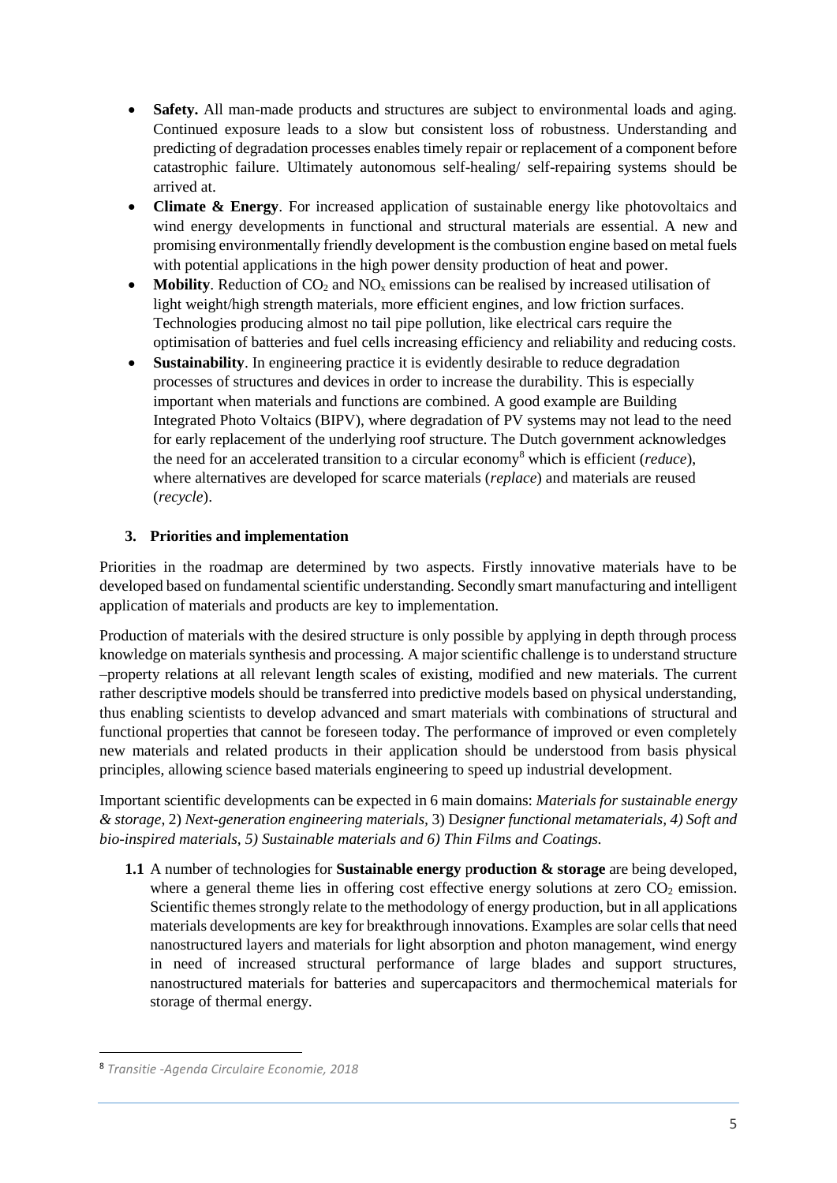- **Safety.** All man-made products and structures are subject to environmental loads and aging. Continued exposure leads to a slow but consistent loss of robustness. Understanding and predicting of degradation processes enables timely repair or replacement of a component before catastrophic failure. Ultimately autonomous self-healing/ self-repairing systems should be arrived at.
- **Climate & Energy**. For increased application of sustainable energy like photovoltaics and wind energy developments in functional and structural materials are essential. A new and promising environmentally friendly development is the combustion engine based on metal fuels with potential applications in the high power density production of heat and power.
- **Mobility**. Reduction of $CO_2$ and $NO_x$ emissions can be realised by increased utilisation of light weight/high strength materials, more efficient engines, and low friction surfaces. Technologies producing almost no tail pipe pollution, like electrical cars require the optimisation of batteries and fuel cells increasing efficiency and reliability and reducing costs.
- **Sustainability**. In engineering practice it is evidently desirable to reduce degradation processes of structures and devices in order to increase the durability. This is especially important when materials and functions are combined. A good example are Building Integrated Photo Voltaics (BIPV), where degradation of PV systems may not lead to the need for early replacement of the underlying roof structure. The Dutch government acknowledges the need for an accelerated transition to a circular economy[8] which is efficient (*reduce*), where alternatives are developed for scarce materials (*replace*) and materials are reused (*recycle*).

## 3. Priorities and implementation

Priorities in the roadmap are determined by two aspects. Firstly innovative materials have to be developed based on fundamental scientific understanding. Secondly smart manufacturing and intelligent application of materials and products are key to implementation.

Production of materials with the desired structure is only possible by applying in depth through process knowledge on materials synthesis and processing. A major scientific challenge is to understand structure –property relations at all relevant length scales of existing, modified and new materials. The current rather descriptive models should be transferred into predictive models based on physical understanding, thus enabling scientists to develop advanced and smart materials with combinations of structural and functional properties that cannot be foreseen today. The performance of improved or even completely new materials and related products in their application should be understood from basis physical principles, allowing science based materials engineering to speed up industrial development.

Important scientific developments can be expected in 6 main domains: *Materials for sustainable energy & storage*, 2) *Next-generation engineering materials,* 3) D*esigner functional metamaterials, 4) Soft and bio-inspired materials, 5) Sustainable materials and 6) Thin Films and Coatings.*

**1.1** A number of technologies for **Sustainable energy** p**roduction & storage** are being developed, where a general theme lies in offering cost effective energy solutions at zero $CO_2$ emission. Scientific themes strongly relate to the methodology of energy production, but in all applications materials developments are key for breakthrough innovations. Examples are solar cells that need nanostructured layers and materials for light absorption and photon management, wind energy in need of increased structural performance of large blades and support structures, nanostructured materials for batteries and supercapacitors and thermochemical materials for storage of thermal energy.

[8] *Transitie -Agenda Circulaire Economie, 2018*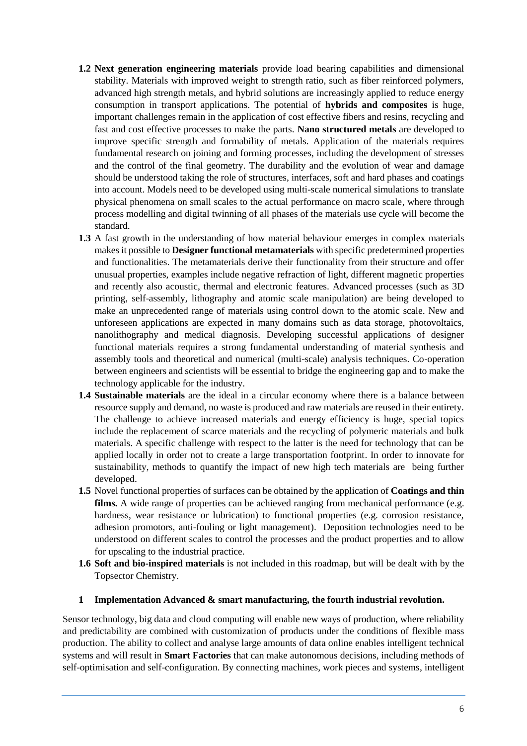**1.2** **Next generation engineering materials** provide load bearing capabilities and dimensional stability. Materials with improved weight to strength ratio, such as fiber reinforced polymers, advanced high strength metals, and hybrid solutions are increasingly applied to reduce energy consumption in transport applications. The potential of **hybrids and composites** is huge, important challenges remain in the application of cost effective fibers and resins, recycling and fast and cost effective processes to make the parts. **Nano structured metals** are developed to improve specific strength and formability of metals. Application of the materials requires fundamental research on joining and forming processes, including the development of stresses and the control of the final geometry. The durability and the evolution of wear and damage should be understood taking the role of structures, interfaces, soft and hard phases and coatings into account. Models need to be developed using multi-scale numerical simulations to translate physical phenomena on small scales to the actual performance on macro scale, where through process modelling and digital twinning of all phases of the materials use cycle will become the standard.

**1.3** A fast growth in the understanding of how material behaviour emerges in complex materials makes it possible to **Designer functional metamaterials** with specific predetermined properties and functionalities. The metamaterials derive their functionality from their structure and offer unusual properties, examples include negative refraction of light, different magnetic properties and recently also acoustic, thermal and electronic features. Advanced processes (such as 3D printing, self-assembly, lithography and atomic scale manipulation) are being developed to make an unprecedented range of materials using control down to the atomic scale. New and unforeseen applications are expected in many domains such as data storage, photovoltaics, nanolithography and medical diagnosis. Developing successful applications of designer functional materials requires a strong fundamental understanding of material synthesis and assembly tools and theoretical and numerical (multi-scale) analysis techniques. Co-operation between engineers and scientists will be essential to bridge the engineering gap and to make the technology applicable for the industry.

**1.4** **Sustainable materials** are the ideal in a circular economy where there is a balance between resource supply and demand, no waste is produced and raw materials are reused in their entirety. The challenge to achieve increased materials and energy efficiency is huge, special topics include the replacement of scarce materials and the recycling of polymeric materials and bulk materials. A specific challenge with respect to the latter is the need for technology that can be applied locally in order not to create a large transportation footprint. In order to innovate for sustainability, methods to quantify the impact of new high tech materials are being further developed.

**1.5** Novel functional properties of surfaces can be obtained by the application of **Coatings and thin films.** A wide range of properties can be achieved ranging from mechanical performance (e.g. hardness, wear resistance or lubrication) to functional properties (e.g. corrosion resistance, adhesion promotors, anti-fouling or light management). Deposition technologies need to be understood on different scales to control the processes and the product properties and to allow for upscaling to the industrial practice.

**1.6** **Soft and bio-inspired materials** is not included in this roadmap, but will be dealt with by the Topsector Chemistry.

## 1 Implementation Advanced & smart manufacturing, the fourth industrial revolution.

Sensor technology, big data and cloud computing will enable new ways of production, where reliability and predictability are combined with customization of products under the conditions of flexible mass production. The ability to collect and analyse large amounts of data online enables intelligent technical systems and will result in **Smart Factories** that can make autonomous decisions, including methods of self-optimisation and self-configuration. By connecting machines, work pieces and systems, intelligent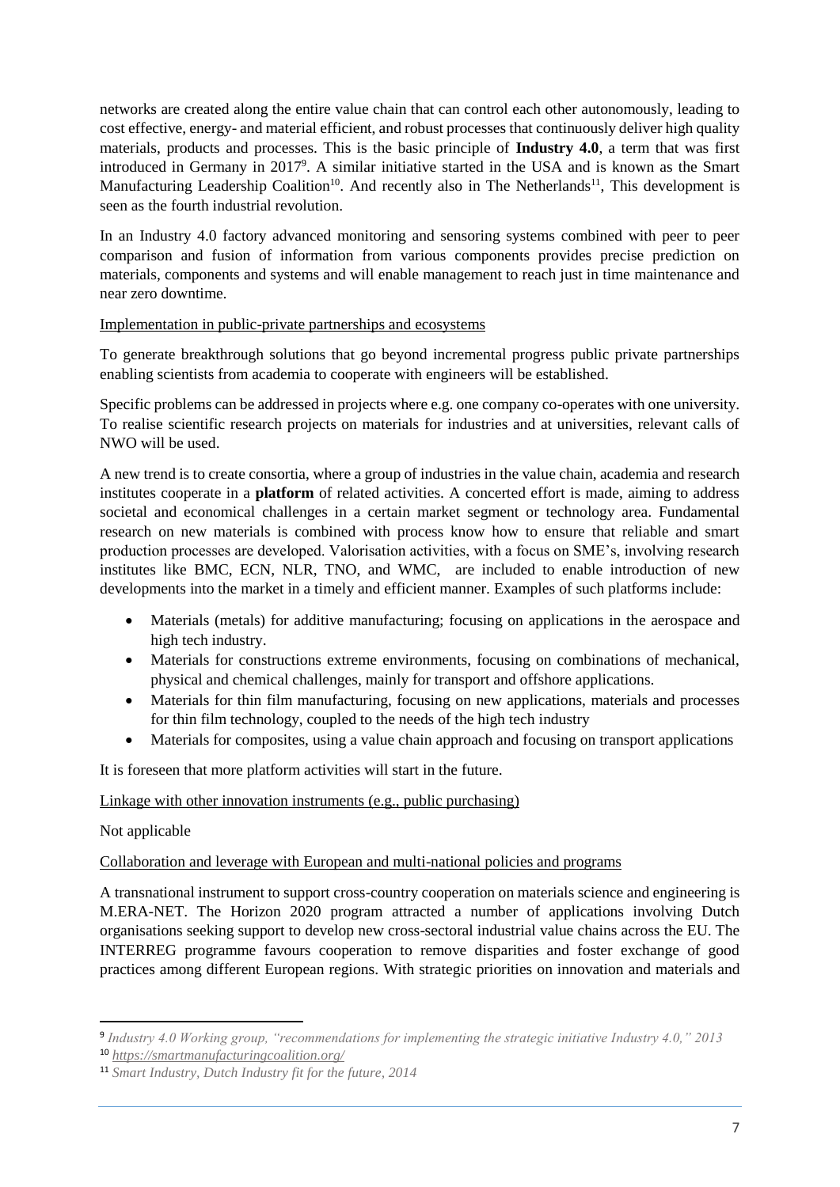networks are created along the entire value chain that can control each other autonomously, leading to cost effective, energy- and material efficient, and robust processes that continuously deliver high quality materials, products and processes. This is the basic principle of **Industry 4.0**, a term that was first introduced in Germany in 2017[9]. A similar initiative started in the USA and is known as the Smart Manufacturing Leadership Coalition[10]. And recently also in The Netherlands[11], This development is seen as the fourth industrial revolution.

In an Industry 4.0 factory advanced monitoring and sensoring systems combined with peer to peer comparison and fusion of information from various components provides precise prediction on materials, components and systems and will enable management to reach just in time maintenance and near zero downtime.

Implementation in public-private partnerships and ecosystems

To generate breakthrough solutions that go beyond incremental progress public private partnerships enabling scientists from academia to cooperate with engineers will be established.

Specific problems can be addressed in projects where e.g. one company co-operates with one university. To realise scientific research projects on materials for industries and at universities, relevant calls of NWO will be used.

A new trend is to create consortia, where a group of industries in the value chain, academia and research institutes cooperate in a **platform** of related activities. A concerted effort is made, aiming to address societal and economical challenges in a certain market segment or technology area. Fundamental research on new materials is combined with process know how to ensure that reliable and smart production processes are developed. Valorisation activities, with a focus on SME's, involving research institutes like BMC, ECN, NLR, TNO, and WMC, are included to enable introduction of new developments into the market in a timely and efficient manner. Examples of such platforms include:

- Materials (metals) for additive manufacturing; focusing on applications in the aerospace and high tech industry.
- Materials for constructions extreme environments, focusing on combinations of mechanical, physical and chemical challenges, mainly for transport and offshore applications.
- Materials for thin film manufacturing, focusing on new applications, materials and processes for thin film technology, coupled to the needs of the high tech industry
- Materials for composites, using a value chain approach and focusing on transport applications

It is foreseen that more platform activities will start in the future.

Linkage with other innovation instruments (e.g., public purchasing)

Not applicable

Collaboration and leverage with European and multi-national policies and programs

A transnational instrument to support cross-country cooperation on materials science and engineering is M.ERA-NET. The Horizon 2020 program attracted a number of applications involving Dutch organisations seeking support to develop new cross-sectoral industrial value chains across the EU. The INTERREG programme favours cooperation to remove disparities and foster exchange of good practices among different European regions. With strategic priorities on innovation and materials and

---

[9] *Industry 4.0 Working group, "recommendations for implementing the strategic initiative Industry 4.0," 2013*

[10] https://smartmanufacturingcoalition.org/

[11] *Smart Industry, Dutch Industry fit for the future, 2014*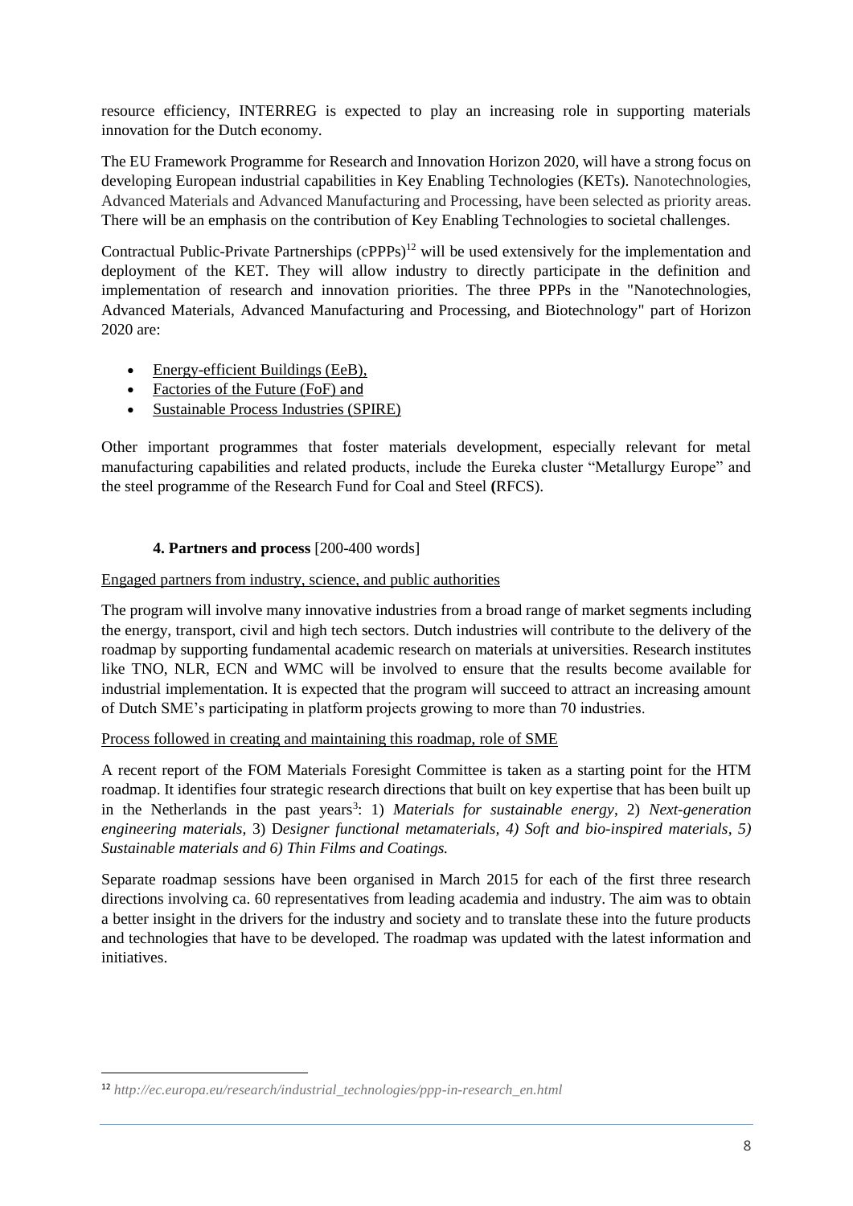resource efficiency, INTERREG is expected to play an increasing role in supporting materials innovation for the Dutch economy.

The EU Framework Programme for Research and Innovation Horizon 2020, will have a strong focus on developing European industrial capabilities in Key Enabling Technologies (KETs). Nanotechnologies, Advanced Materials and Advanced Manufacturing and Processing, have been selected as priority areas. There will be an emphasis on the contribution of Key Enabling Technologies to societal challenges.

Contractual Public-Private Partnerships (cPPPs)[12] will be used extensively for the implementation and deployment of the KET. They will allow industry to directly participate in the definition and implementation of research and innovation priorities. The three PPPs in the "Nanotechnologies, Advanced Materials, Advanced Manufacturing and Processing, and Biotechnology" part of Horizon 2020 are:

- Energy-efficient Buildings (EeB),
- Factories of the Future (FoF) and
- Sustainable Process Industries (SPIRE)

Other important programmes that foster materials development, especially relevant for metal manufacturing capabilities and related products, include the Eureka cluster "Metallurgy Europe" and the steel programme of the Research Fund for Coal and Steel **(**RFCS).

### 4. Partners and process [200-400 words]

Engaged partners from industry, science, and public authorities

The program will involve many innovative industries from a broad range of market segments including the energy, transport, civil and high tech sectors. Dutch industries will contribute to the delivery of the roadmap by supporting fundamental academic research on materials at universities. Research institutes like TNO, NLR, ECN and WMC will be involved to ensure that the results become available for industrial implementation. It is expected that the program will succeed to attract an increasing amount of Dutch SME's participating in platform projects growing to more than 70 industries.

Process followed in creating and maintaining this roadmap, role of SME

A recent report of the FOM Materials Foresight Committee is taken as a starting point for the HTM roadmap. It identifies four strategic research directions that built on key expertise that has been built up in the Netherlands in the past years[3]: 1) *Materials for sustainable energy*, 2) *Next-generation engineering materials,* 3) D*esigner functional metamaterials, 4) Soft and bio-inspired materials, 5) Sustainable materials and 6) Thin Films and Coatings.*

Separate roadmap sessions have been organised in March 2015 for each of the first three research directions involving ca. 60 representatives from leading academia and industry. The aim was to obtain a better insight in the drivers for the industry and society and to translate these into the future products and technologies that have to be developed. The roadmap was updated with the latest information and initiatives.

[12] *http://ec.europa.eu/research/industrial_technologies/ppp-in-research_en.html*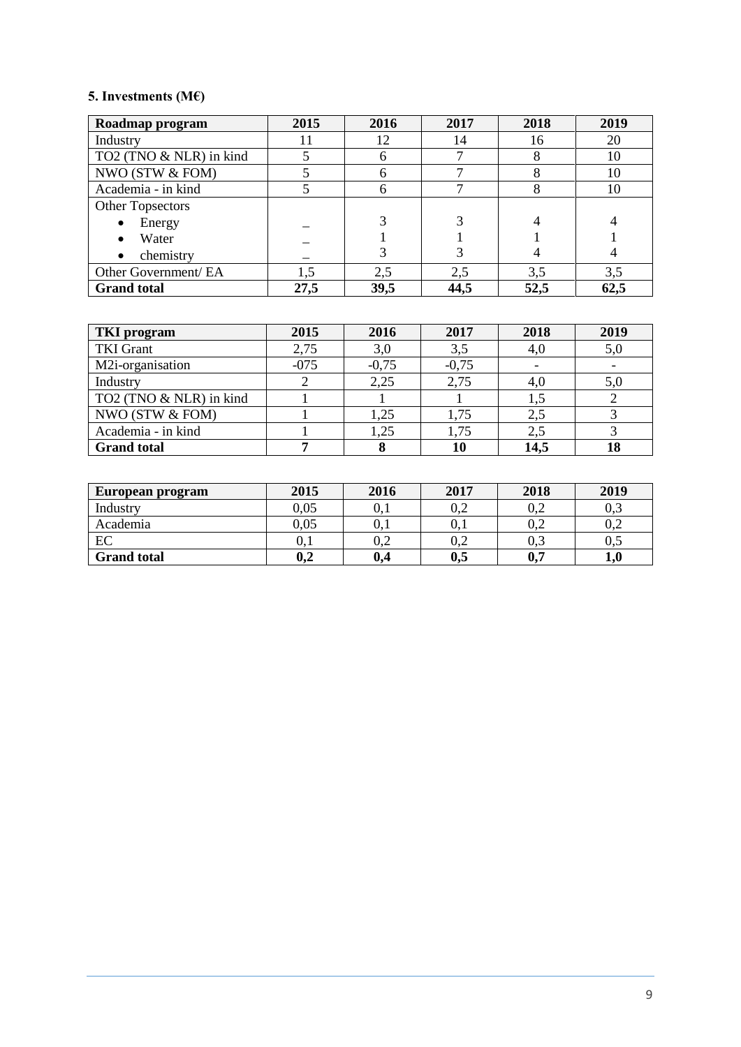### 5. Investments (M€)

| Roadmap program | 2015 | 2016 | 2017 | 2018 | 2019 |
|---|---|---|---|---|---|
| Industry | 11 | 12 | 14 | 16 | 20 |
| TO2 (TNO & NLR) in kind | 5 | 6 | 7 | 8 | 10 |
| NWO (STW & FOM) | 5 | 6 | 7 | 8 | 10 |
| Academia - in kind | 5 | 6 | 7 | 8 | 10 |
| Other Topsectors | | | | | |
| • Energy | _ | 3 | 3 | 4 | 4 |
| • Water | _ | 1 | 1 | 1 | 1 |
| • chemistry | _ | 3 | 3 | 4 | 4 |
| Other Government/ EA | 1,5 | 2,5 | 2,5 | 3,5 | 3,5 |
| **Grand total** | **27,5** | **39,5** | **44,5** | **52,5** | **62,5** |

| TKI program | 2015 | 2016 | 2017 | 2018 | 2019 |
|---|---|---|---|---|---|
| TKI Grant | 2,75 | 3,0 | 3,5 | 4,0 | 5,0 |
| M2i-organisation | -075 | -0,75 | -0,75 | - | - |
| Industry | 2 | 2,25 | 2,75 | 4,0 | 5,0 |
| TO2 (TNO & NLR) in kind | 1 | 1 | 1 | 1,5 | 2 |
| NWO (STW & FOM) | 1 | 1,25 | 1,75 | 2,5 | 3 |
| Academia - in kind | 1 | 1,25 | 1,75 | 2,5 | 3 |
| **Grand total** | **7** | **8** | **10** | **14,5** | **18** |

| European program | 2015 | 2016 | 2017 | 2018 | 2019 |
|---|---|---|---|---|---|
| Industry | 0,05 | 0,1 | 0,2 | 0,2 | 0,3 |
| Academia | 0,05 | 0,1 | 0,1 | 0,2 | 0,2 |
| EC | 0,1 | 0,2 | 0,2 | 0,3 | 0,5 |
| **Grand total** | **0,2** | **0,4** | **0,5** | **0,7** | **1,0** |